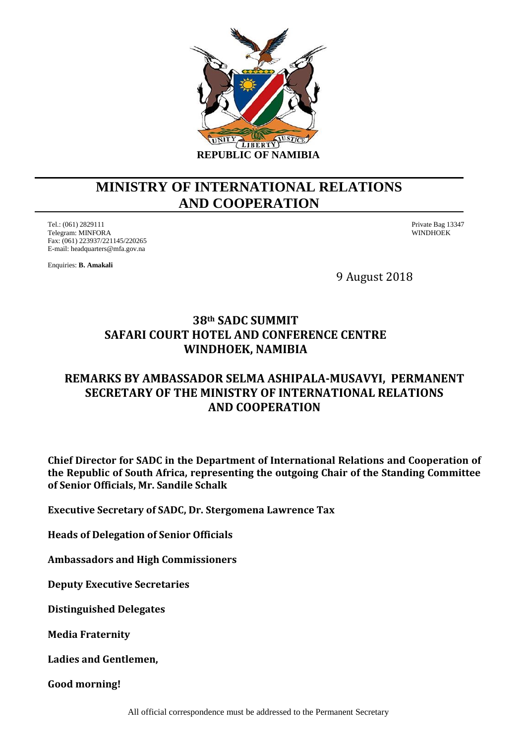REPUBLIC OF NAMIBIA

# MINISTRY OF INTERNATIONAL RELATIONS AND COOPERATION

Tel.: (061) 2829111
Telegram: MINFORA
Fax: (061) 223937/221145/220265
E-mail: headquarters@mfa.gov.na

Private Bag 13347
WINDHOEK

Enquiries: **B. Amakali**

9 August 2018

## 38th SADC SUMMIT SAFARI COURT HOTEL AND CONFERENCE CENTRE WINDHOEK, NAMIBIA

## REMARKS BY AMBASSADOR SELMA ASHIPALA-MUSAVYI, PERMANENT SECRETARY OF THE MINISTRY OF INTERNATIONAL RELATIONS AND COOPERATION

**Chief Director for SADC in the Department of International Relations and Cooperation of the Republic of South Africa, representing the outgoing Chair of the Standing Committee of Senior Officials, Mr. Sandile Schalk**

**Executive Secretary of SADC, Dr. Stergomena Lawrence Tax**

**Heads of Delegation of Senior Officials**

**Ambassadors and High Commissioners**

**Deputy Executive Secretaries**

**Distinguished Delegates**

**Media Fraternity**

**Ladies and Gentlemen,**

**Good morning!**

All official correspondence must be addressed to the Permanent Secretary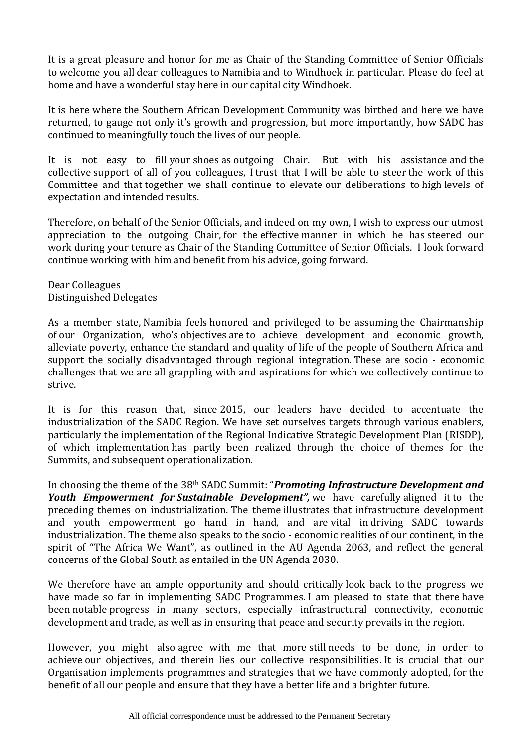It is a great pleasure and honor for me as Chair of the Standing Committee of Senior Officials to welcome you all dear colleagues to Namibia and to Windhoek in particular. Please do feel at home and have a wonderful stay here in our capital city Windhoek.

It is here where the Southern African Development Community was birthed and here we have returned, to gauge not only it's growth and progression, but more importantly, how SADC has continued to meaningfully touch the lives of our people.

It is not easy to fill your shoes as outgoing Chair. But with his assistance and the collective support of all of you colleagues, I trust that I will be able to steer the work of this Committee and that together we shall continue to elevate our deliberations to high levels of expectation and intended results.

Therefore, on behalf of the Senior Officials, and indeed on my own, I wish to express our utmost appreciation to the outgoing Chair, for the effective manner in which he has steered our work during your tenure as Chair of the Standing Committee of Senior Officials. I look forward continue working with him and benefit from his advice, going forward.

Dear Colleagues
Distinguished Delegates

As a member state, Namibia feels honored and privileged to be assuming the Chairmanship of our Organization, who's objectives are to achieve development and economic growth, alleviate poverty, enhance the standard and quality of life of the people of Southern Africa and support the socially disadvantaged through regional integration. These are socio - economic challenges that we are all grappling with and aspirations for which we collectively continue to strive.

It is for this reason that, since 2015, our leaders have decided to accentuate the industrialization of the SADC Region. We have set ourselves targets through various enablers, particularly the implementation of the Regional Indicative Strategic Development Plan (RISDP), of which implementation has partly been realized through the choice of themes for the Summits, and subsequent operationalization.

In choosing the theme of the 38th SADC Summit: "***Promoting Infrastructure Development and Youth Empowerment for Sustainable Development",*** we have carefully aligned it to the preceding themes on industrialization. The theme illustrates that infrastructure development and youth empowerment go hand in hand, and are vital in driving SADC towards industrialization. The theme also speaks to the socio - economic realities of our continent, in the spirit of "The Africa We Want", as outlined in the AU Agenda 2063, and reflect the general concerns of the Global South as entailed in the UN Agenda 2030.

We therefore have an ample opportunity and should critically look back to the progress we have made so far in implementing SADC Programmes. I am pleased to state that there have been notable progress in many sectors, especially infrastructural connectivity, economic development and trade, as well as in ensuring that peace and security prevails in the region.

However, you might also agree with me that more still needs to be done, in order to achieve our objectives, and therein lies our collective responsibilities. It is crucial that our Organisation implements programmes and strategies that we have commonly adopted, for the benefit of all our people and ensure that they have a better life and a brighter future.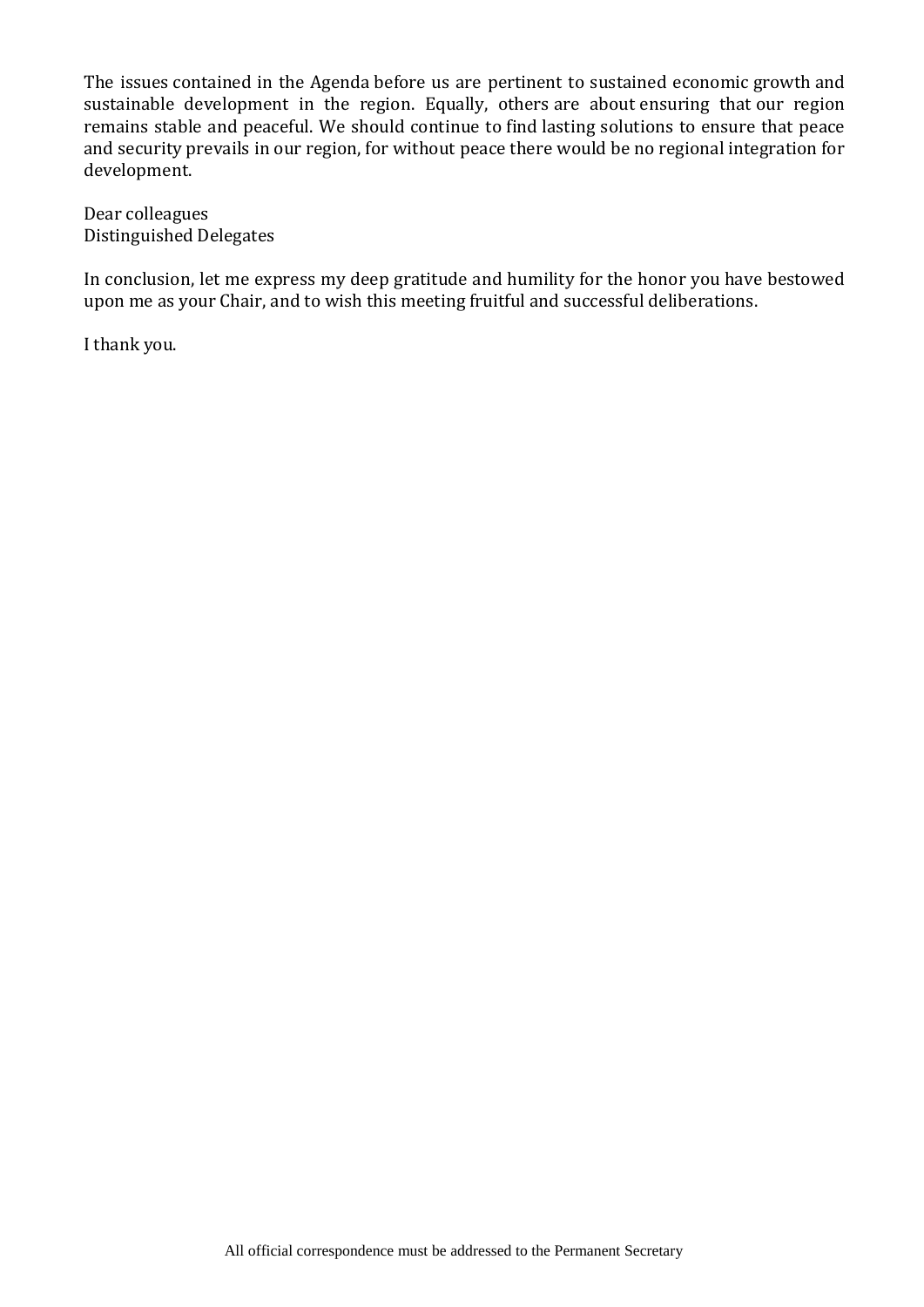The issues contained in the Agenda before us are pertinent to sustained economic growth and sustainable development in the region. Equally, others are about ensuring that our region remains stable and peaceful. We should continue to find lasting solutions to ensure that peace and security prevails in our region, for without peace there would be no regional integration for development.

Dear colleagues
Distinguished Delegates

In conclusion, let me express my deep gratitude and humility for the honor you have bestowed upon me as your Chair, and to wish this meeting fruitful and successful deliberations.

I thank you.